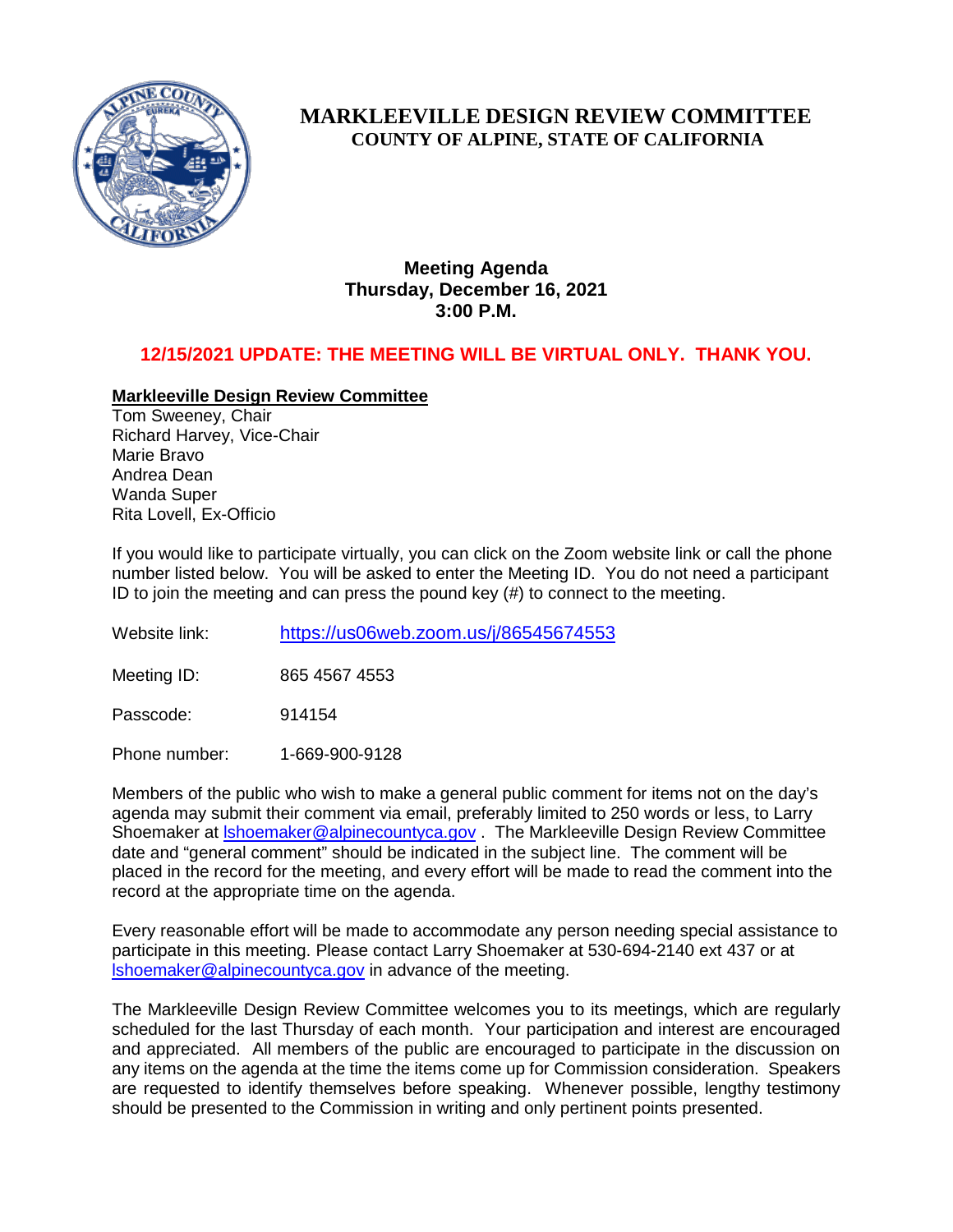# MARKLEEVILLE DESIGN REVIEW COMMITTEE

## COUNTY OF ALPINE, STATE OF CALIFORNIA

**Meeting Agenda**
**Thursday, December 16, 2021**
**3:00 P.M.**

**12/15/2021 UPDATE: THE MEETING WILL BE VIRTUAL ONLY. THANK YOU.**

**Markleeville Design Review Committee**

Tom Sweeney, Chair
Richard Harvey, Vice-Chair
Marie Bravo
Andrea Dean
Wanda Super
Rita Lovell, Ex-Officio

If you would like to participate virtually, you can click on the Zoom website link or call the phone number listed below. You will be asked to enter the Meeting ID. You do not need a participant ID to join the meeting and can press the pound key (#) to connect to the meeting.

Website link: https://us06web.zoom.us/j/86545674553

Meeting ID: 865 4567 4553

Passcode: 914154

Phone number: 1-669-900-9128

Members of the public who wish to make a general public comment for items not on the day's agenda may submit their comment via email, preferably limited to 250 words or less, to Larry Shoemaker at lshoemaker@alpinecountyca.gov . The Markleeville Design Review Committee date and "general comment" should be indicated in the subject line. The comment will be placed in the record for the meeting, and every effort will be made to read the comment into the record at the appropriate time on the agenda.

Every reasonable effort will be made to accommodate any person needing special assistance to participate in this meeting. Please contact Larry Shoemaker at 530-694-2140 ext 437 or at lshoemaker@alpinecountyca.gov in advance of the meeting.

The Markleeville Design Review Committee welcomes you to its meetings, which are regularly scheduled for the last Thursday of each month. Your participation and interest are encouraged and appreciated. All members of the public are encouraged to participate in the discussion on any items on the agenda at the time the items come up for Commission consideration. Speakers are requested to identify themselves before speaking. Whenever possible, lengthy testimony should be presented to the Commission in writing and only pertinent points presented.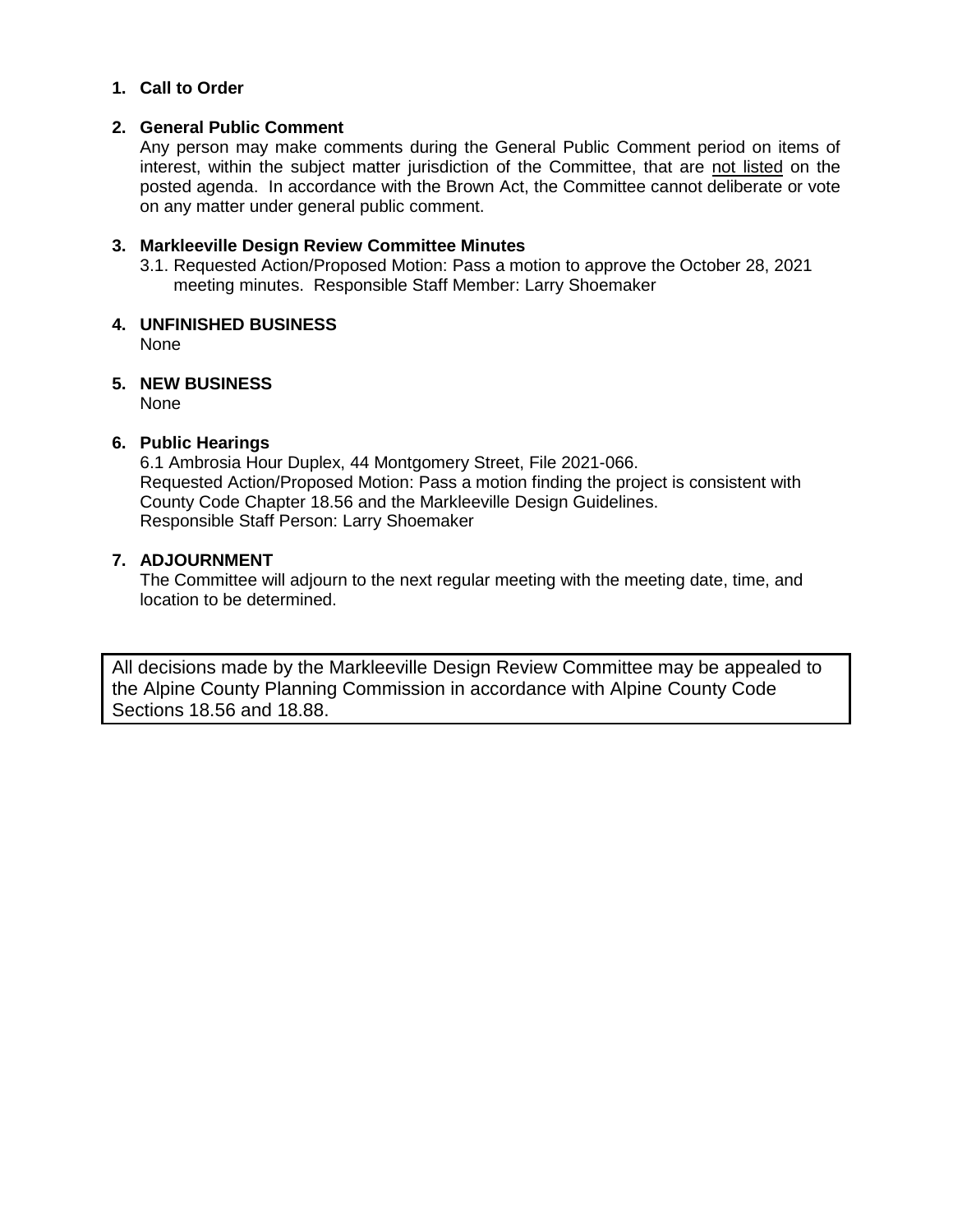1. **Call to Order**

2. **General Public Comment**

   Any person may make comments during the General Public Comment period on items of interest, within the subject matter jurisdiction of the Committee, that are not listed on the posted agenda. In accordance with the Brown Act, the Committee cannot deliberate or vote on any matter under general public comment.

3. **Markleeville Design Review Committee Minutes**

   3.1. Requested Action/Proposed Motion: Pass a motion to approve the October 28, 2021 meeting minutes. Responsible Staff Member: Larry Shoemaker

4. **UNFINISHED BUSINESS**

   None

5. **NEW BUSINESS**

   None

6. **Public Hearings**

   6.1 Ambrosia Hour Duplex, 44 Montgomery Street, File 2021-066.
   Requested Action/Proposed Motion: Pass a motion finding the project is consistent with County Code Chapter 18.56 and the Markleeville Design Guidelines.
   Responsible Staff Person: Larry Shoemaker

7. **ADJOURNMENT**

   The Committee will adjourn to the next regular meeting with the meeting date, time, and location to be determined.

All decisions made by the Markleeville Design Review Committee may be appealed to the Alpine County Planning Commission in accordance with Alpine County Code Sections 18.56 and 18.88.